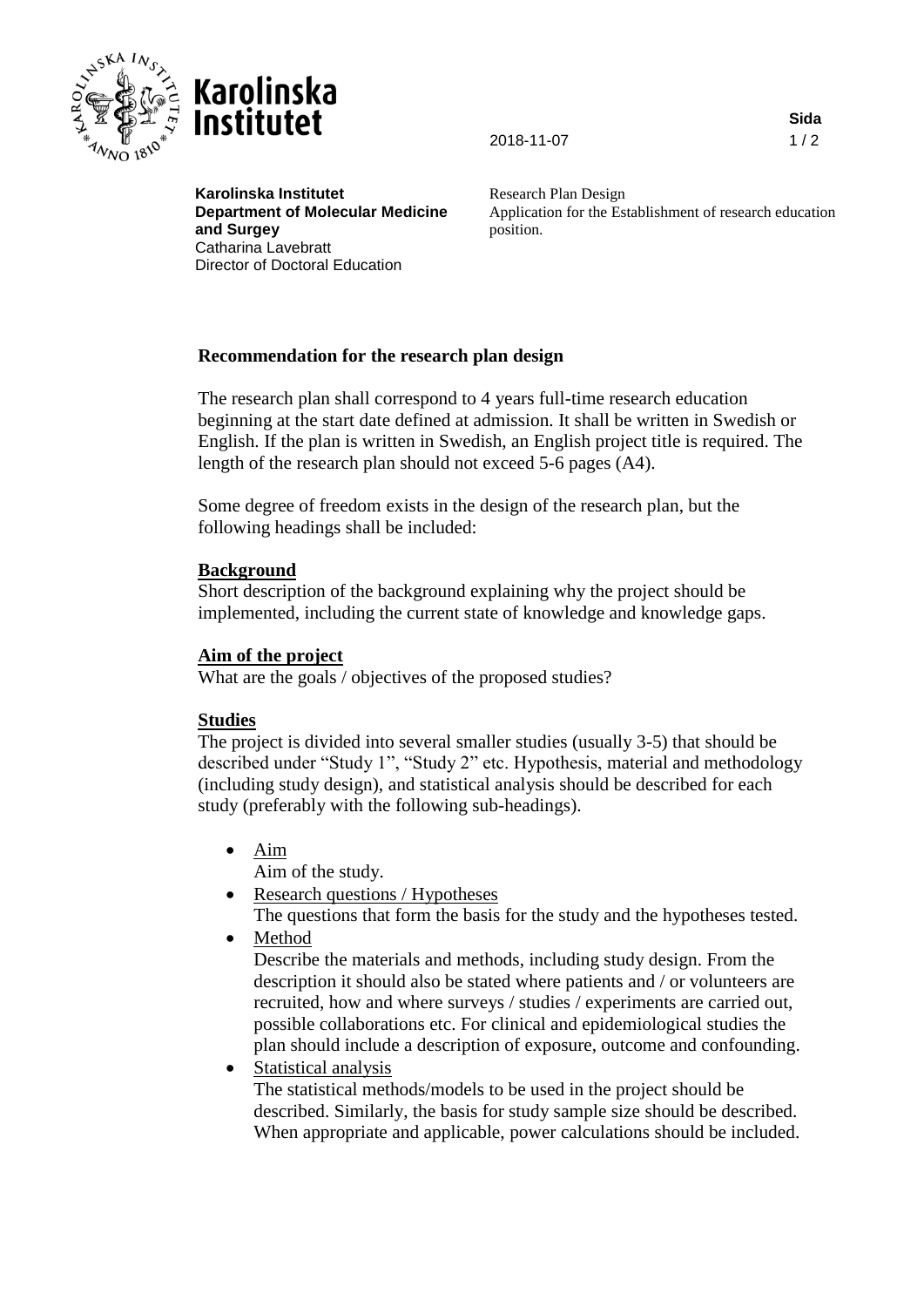**Karolinska Institutet**
**Department of Molecular Medicine and Surgey**
Catharina Lavebratt
Director of Doctoral Education

2018-11-07

Research Plan Design
Application for the Establishment of research education position.

## Recommendation for the research plan design

The research plan shall correspond to 4 years full-time research education beginning at the start date defined at admission. It shall be written in Swedish or English. If the plan is written in Swedish, an English project title is required. The length of the research plan should not exceed 5-6 pages (A4).

Some degree of freedom exists in the design of the research plan, but the following headings shall be included:

### Background

Short description of the background explaining why the project should be implemented, including the current state of knowledge and knowledge gaps.

### Aim of the project

What are the goals / objectives of the proposed studies?

### Studies

The project is divided into several smaller studies (usually 3-5) that should be described under "Study 1", "Study 2" etc. Hypothesis, material and methodology (including study design), and statistical analysis should be described for each study (preferably with the following sub-headings).

- Aim
  Aim of the study.
- Research questions / Hypotheses
  The questions that form the basis for the study and the hypotheses tested.
- Method
  Describe the materials and methods, including study design. From the description it should also be stated where patients and / or volunteers are recruited, how and where surveys / studies / experiments are carried out, possible collaborations etc. For clinical and epidemiological studies the plan should include a description of exposure, outcome and confounding.
- Statistical analysis
  The statistical methods/models to be used in the project should be described. Similarly, the basis for study sample size should be described. When appropriate and applicable, power calculations should be included.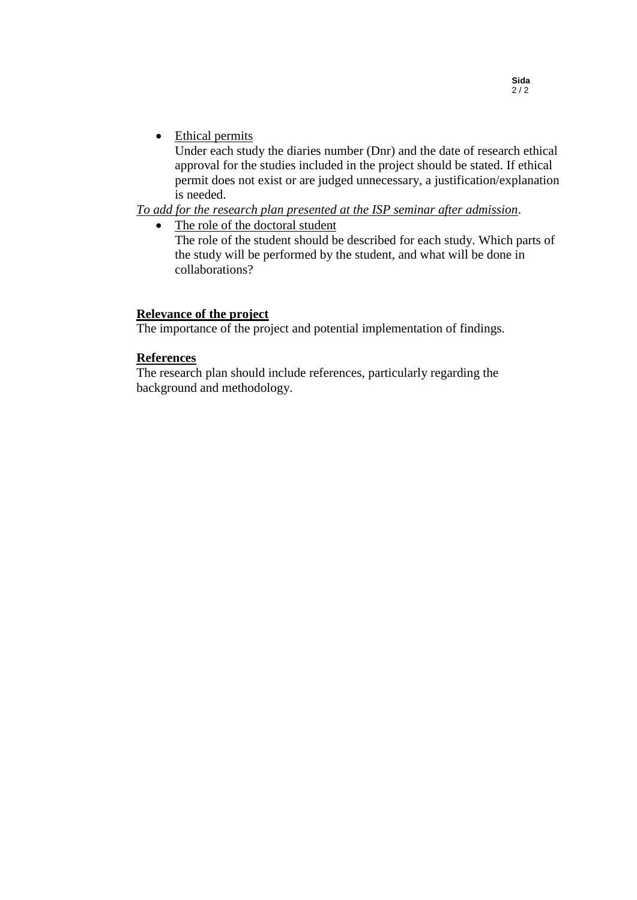- Ethical permits
  Under each study the diaries number (Dnr) and the date of research ethical approval for the studies included in the project should be stated. If ethical permit does not exist or are judged unnecessary, a justification/explanation is needed.

*To add for the research plan presented at the ISP seminar after admission*.

- The role of the doctoral student
  The role of the student should be described for each study. Which parts of the study will be performed by the student, and what will be done in collaborations?

**Relevance of the project**

The importance of the project and potential implementation of findings.

**References**

The research plan should include references, particularly regarding the background and methodology.